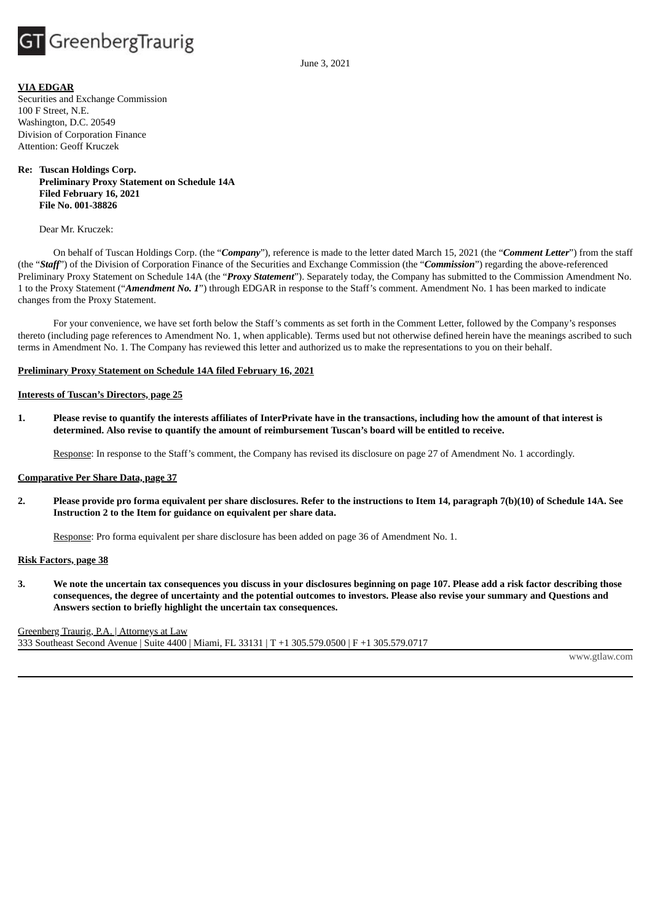GT GreenbergTraurig

June 3, 2021

**VIA EDGAR**
Securities and Exchange Commission
100 F Street, N.E.
Washington, D.C. 20549
Division of Corporation Finance
Attention: Geoff Kruczek

**Re: Tuscan Holdings Corp.**
**Preliminary Proxy Statement on Schedule 14A**
**Filed February 16, 2021**
**File No. 001-38826**

Dear Mr. Kruczek:

On behalf of Tuscan Holdings Corp. (the "***Company***"), reference is made to the letter dated March 15, 2021 (the "***Comment Letter***") from the staff (the "***Staff***") of the Division of Corporation Finance of the Securities and Exchange Commission (the "***Commission***") regarding the above-referenced Preliminary Proxy Statement on Schedule 14A (the "***Proxy Statement***"). Separately today, the Company has submitted to the Commission Amendment No. 1 to the Proxy Statement ("***Amendment No. 1***") through EDGAR in response to the Staff's comment. Amendment No. 1 has been marked to indicate changes from the Proxy Statement.

For your convenience, we have set forth below the Staff's comments as set forth in the Comment Letter, followed by the Company's responses thereto (including page references to Amendment No. 1, when applicable). Terms used but not otherwise defined herein have the meanings ascribed to such terms in Amendment No. 1. The Company has reviewed this letter and authorized us to make the representations to you on their behalf.

**Preliminary Proxy Statement on Schedule 14A filed February 16, 2021**

**Interests of Tuscan's Directors, page 25**

1. **Please revise to quantify the interests affiliates of InterPrivate have in the transactions, including how the amount of that interest is determined. Also revise to quantify the amount of reimbursement Tuscan's board will be entitled to receive.**

   Response: In response to the Staff's comment, the Company has revised its disclosure on page 27 of Amendment No. 1 accordingly.

**Comparative Per Share Data, page 37**

2. **Please provide pro forma equivalent per share disclosures. Refer to the instructions to Item 14, paragraph 7(b)(10) of Schedule 14A. See Instruction 2 to the Item for guidance on equivalent per share data.**

   Response: Pro forma equivalent per share disclosure has been added on page 36 of Amendment No. 1.

**Risk Factors, page 38**

3. **We note the uncertain tax consequences you discuss in your disclosures beginning on page 107. Please add a risk factor describing those consequences, the degree of uncertainty and the potential outcomes to investors. Please also revise your summary and Questions and Answers section to briefly highlight the uncertain tax consequences.**

Greenberg Traurig, P.A. | Attorneys at Law
333 Southeast Second Avenue | Suite 4400 | Miami, FL 33131 | T +1 305.579.0500 | F +1 305.579.0717

www.gtlaw.com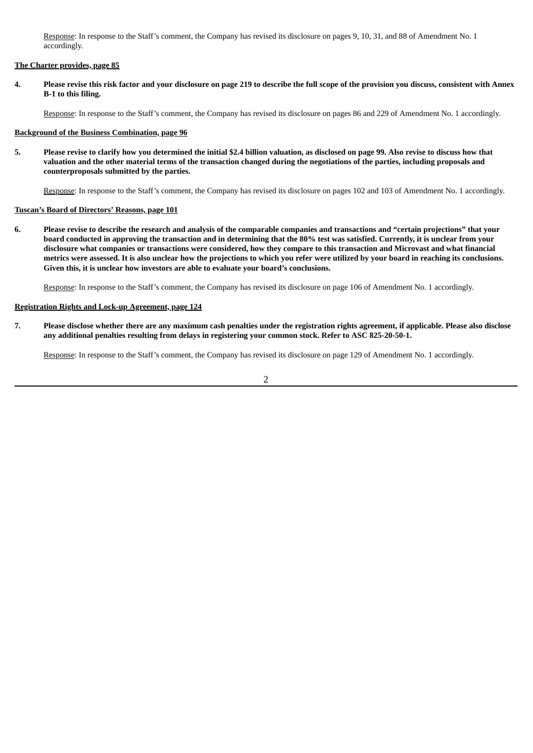Response: In response to the Staff's comment, the Company has revised its disclosure on pages 9, 10, 31, and 88 of Amendment No. 1 accordingly.

**The Charter provides, page 85**

**4. Please revise this risk factor and your disclosure on page 219 to describe the full scope of the provision you discuss, consistent with Annex B-1 to this filing.**

Response: In response to the Staff's comment, the Company has revised its disclosure on pages 86 and 229 of Amendment No. 1 accordingly.

**Background of the Business Combination, page 96**

**5. Please revise to clarify how you determined the initial $2.4 billion valuation, as disclosed on page 99. Also revise to discuss how that valuation and the other material terms of the transaction changed during the negotiations of the parties, including proposals and counterproposals submitted by the parties.**

Response: In response to the Staff's comment, the Company has revised its disclosure on pages 102 and 103 of Amendment No. 1 accordingly.

**Tuscan's Board of Directors' Reasons, page 101**

**6. Please revise to describe the research and analysis of the comparable companies and transactions and "certain projections" that your board conducted in approving the transaction and in determining that the 80% test was satisfied. Currently, it is unclear from your disclosure what companies or transactions were considered, how they compare to this transaction and Microvast and what financial metrics were assessed. It is also unclear how the projections to which you refer were utilized by your board in reaching its conclusions. Given this, it is unclear how investors are able to evaluate your board's conclusions.**

Response: In response to the Staff's comment, the Company has revised its disclosure on page 106 of Amendment No. 1 accordingly.

**Registration Rights and Lock-up Agreement, page 124**

**7. Please disclose whether there are any maximum cash penalties under the registration rights agreement, if applicable. Please also disclose any additional penalties resulting from delays in registering your common stock. Refer to ASC 825-20-50-1.**

Response: In response to the Staff's comment, the Company has revised its disclosure on page 129 of Amendment No. 1 accordingly.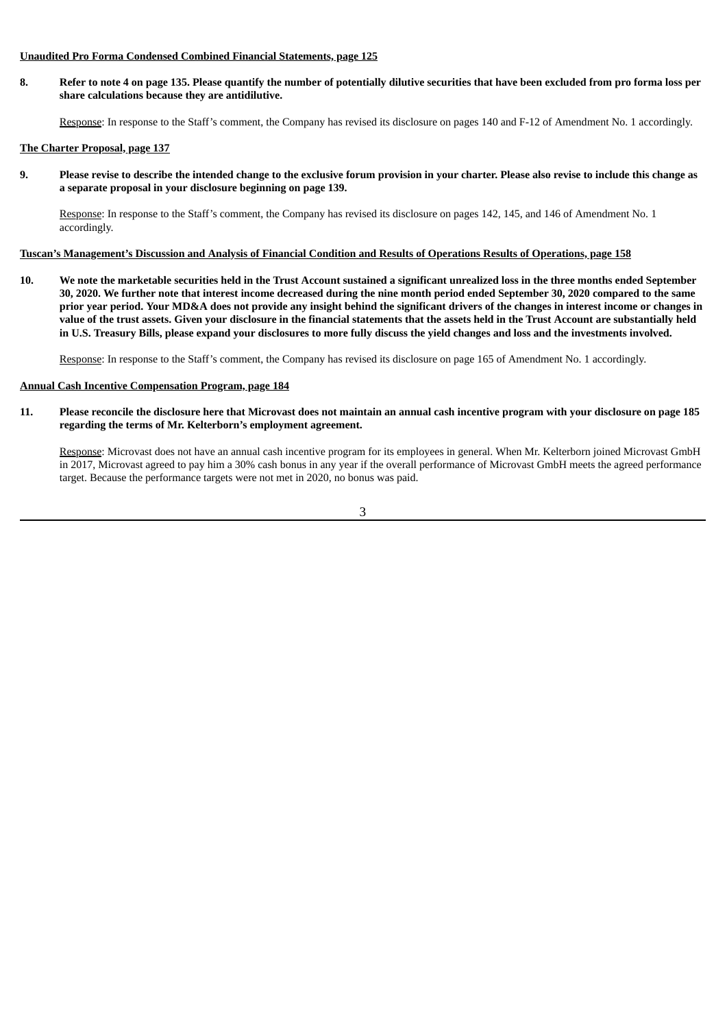**Unaudited Pro Forma Condensed Combined Financial Statements, page 125**

**8. Refer to note 4 on page 135. Please quantify the number of potentially dilutive securities that have been excluded from pro forma loss per share calculations because they are antidilutive.**

Response: In response to the Staff's comment, the Company has revised its disclosure on pages 140 and F-12 of Amendment No. 1 accordingly.

**The Charter Proposal, page 137**

**9. Please revise to describe the intended change to the exclusive forum provision in your charter. Please also revise to include this change as a separate proposal in your disclosure beginning on page 139.**

Response: In response to the Staff's comment, the Company has revised its disclosure on pages 142, 145, and 146 of Amendment No. 1 accordingly.

**Tuscan's Management's Discussion and Analysis of Financial Condition and Results of Operations Results of Operations, page 158**

**10. We note the marketable securities held in the Trust Account sustained a significant unrealized loss in the three months ended September 30, 2020. We further note that interest income decreased during the nine month period ended September 30, 2020 compared to the same prior year period. Your MD&A does not provide any insight behind the significant drivers of the changes in interest income or changes in value of the trust assets. Given your disclosure in the financial statements that the assets held in the Trust Account are substantially held in U.S. Treasury Bills, please expand your disclosures to more fully discuss the yield changes and loss and the investments involved.**

Response: In response to the Staff's comment, the Company has revised its disclosure on page 165 of Amendment No. 1 accordingly.

**Annual Cash Incentive Compensation Program, page 184**

**11. Please reconcile the disclosure here that Microvast does not maintain an annual cash incentive program with your disclosure on page 185 regarding the terms of Mr. Kelterborn's employment agreement.**

Response: Microvast does not have an annual cash incentive program for its employees in general. When Mr. Kelterborn joined Microvast GmbH in 2017, Microvast agreed to pay him a 30% cash bonus in any year if the overall performance of Microvast GmbH meets the agreed performance target. Because the performance targets were not met in 2020, no bonus was paid.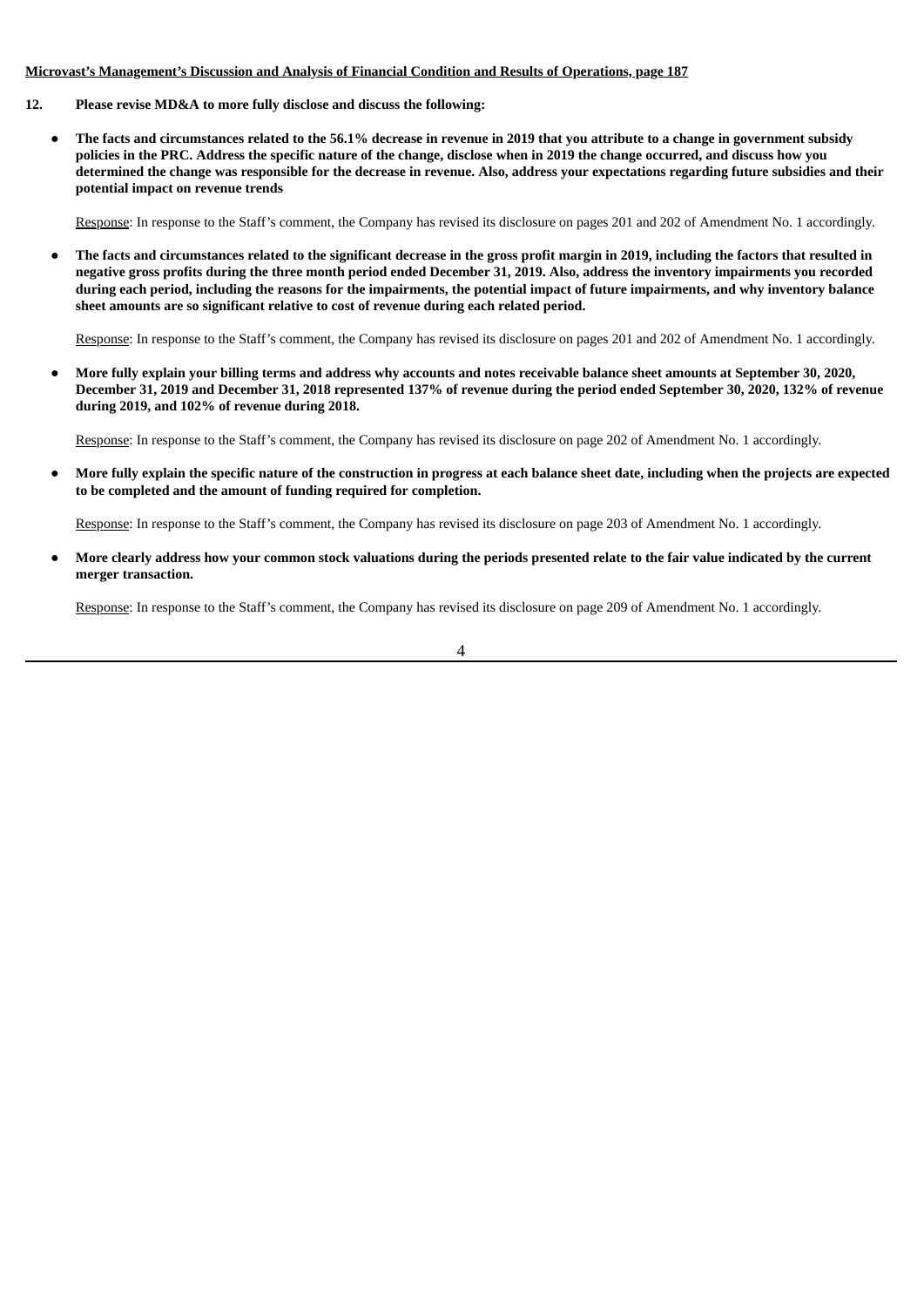**<u>Microvast's Management's Discussion and Analysis of Financial Condition and Results of Operations, page 187</u>**

12. **Please revise MD&A to more fully disclose and discuss the following:**

- **The facts and circumstances related to the 56.1% decrease in revenue in 2019 that you attribute to a change in government subsidy policies in the PRC. Address the specific nature of the change, disclose when in 2019 the change occurred, and discuss how you determined the change was responsible for the decrease in revenue. Also, address your expectations regarding future subsidies and their potential impact on revenue trends**

  <u>Response</u>: In response to the Staff's comment, the Company has revised its disclosure on pages 201 and 202 of Amendment No. 1 accordingly.

- **The facts and circumstances related to the significant decrease in the gross profit margin in 2019, including the factors that resulted in negative gross profits during the three month period ended December 31, 2019. Also, address the inventory impairments you recorded during each period, including the reasons for the impairments, the potential impact of future impairments, and why inventory balance sheet amounts are so significant relative to cost of revenue during each related period.**

  <u>Response</u>: In response to the Staff's comment, the Company has revised its disclosure on pages 201 and 202 of Amendment No. 1 accordingly.

- **More fully explain your billing terms and address why accounts and notes receivable balance sheet amounts at September 30, 2020, December 31, 2019 and December 31, 2018 represented 137% of revenue during the period ended September 30, 2020, 132% of revenue during 2019, and 102% of revenue during 2018.**

  <u>Response</u>: In response to the Staff's comment, the Company has revised its disclosure on page 202 of Amendment No. 1 accordingly.

- **More fully explain the specific nature of the construction in progress at each balance sheet date, including when the projects are expected to be completed and the amount of funding required for completion.**

  <u>Response</u>: In response to the Staff's comment, the Company has revised its disclosure on page 203 of Amendment No. 1 accordingly.

- **More clearly address how your common stock valuations during the periods presented relate to the fair value indicated by the current merger transaction.**

  <u>Response</u>: In response to the Staff's comment, the Company has revised its disclosure on page 209 of Amendment No. 1 accordingly.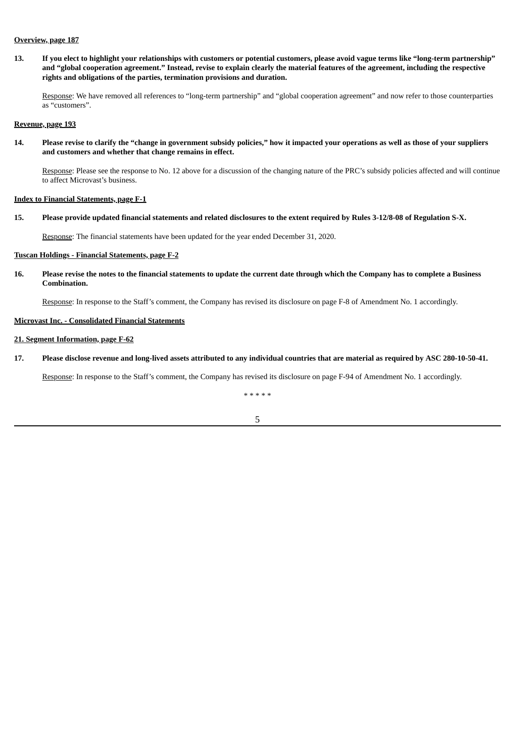<u>**Overview, page 187**</u>

13. **If you elect to highlight your relationships with customers or potential customers, please avoid vague terms like "long-term partnership" and "global cooperation agreement." Instead, revise to explain clearly the material features of the agreement, including the respective rights and obligations of the parties, termination provisions and duration.**

    <u>Response</u>: We have removed all references to "long-term partnership" and "global cooperation agreement" and now refer to those counterparties as "customers".

<u>**Revenue, page 193**</u>

14. **Please revise to clarify the "change in government subsidy policies," how it impacted your operations as well as those of your suppliers and customers and whether that change remains in effect.**

    <u>Response</u>: Please see the response to No. 12 above for a discussion of the changing nature of the PRC's subsidy policies affected and will continue to affect Microvast's business.

<u>**Index to Financial Statements, page F-1**</u>

15. **Please provide updated financial statements and related disclosures to the extent required by Rules 3-12/8-08 of Regulation S-X.**

    <u>Response</u>: The financial statements have been updated for the year ended December 31, 2020.

<u>**Tuscan Holdings - Financial Statements, page F-2**</u>

16. **Please revise the notes to the financial statements to update the current date through which the Company has to complete a Business Combination.**

    <u>Response</u>: In response to the Staff's comment, the Company has revised its disclosure on page F-8 of Amendment No. 1 accordingly.

<u>**Microvast Inc. - Consolidated Financial Statements**</u>

<u>**21. Segment Information, page F-62**</u>

17. **Please disclose revenue and long-lived assets attributed to any individual countries that are material as required by ASC 280-10-50-41.**

    <u>Response</u>: In response to the Staff's comment, the Company has revised its disclosure on page F-94 of Amendment No. 1 accordingly.

\* \* \* \* \*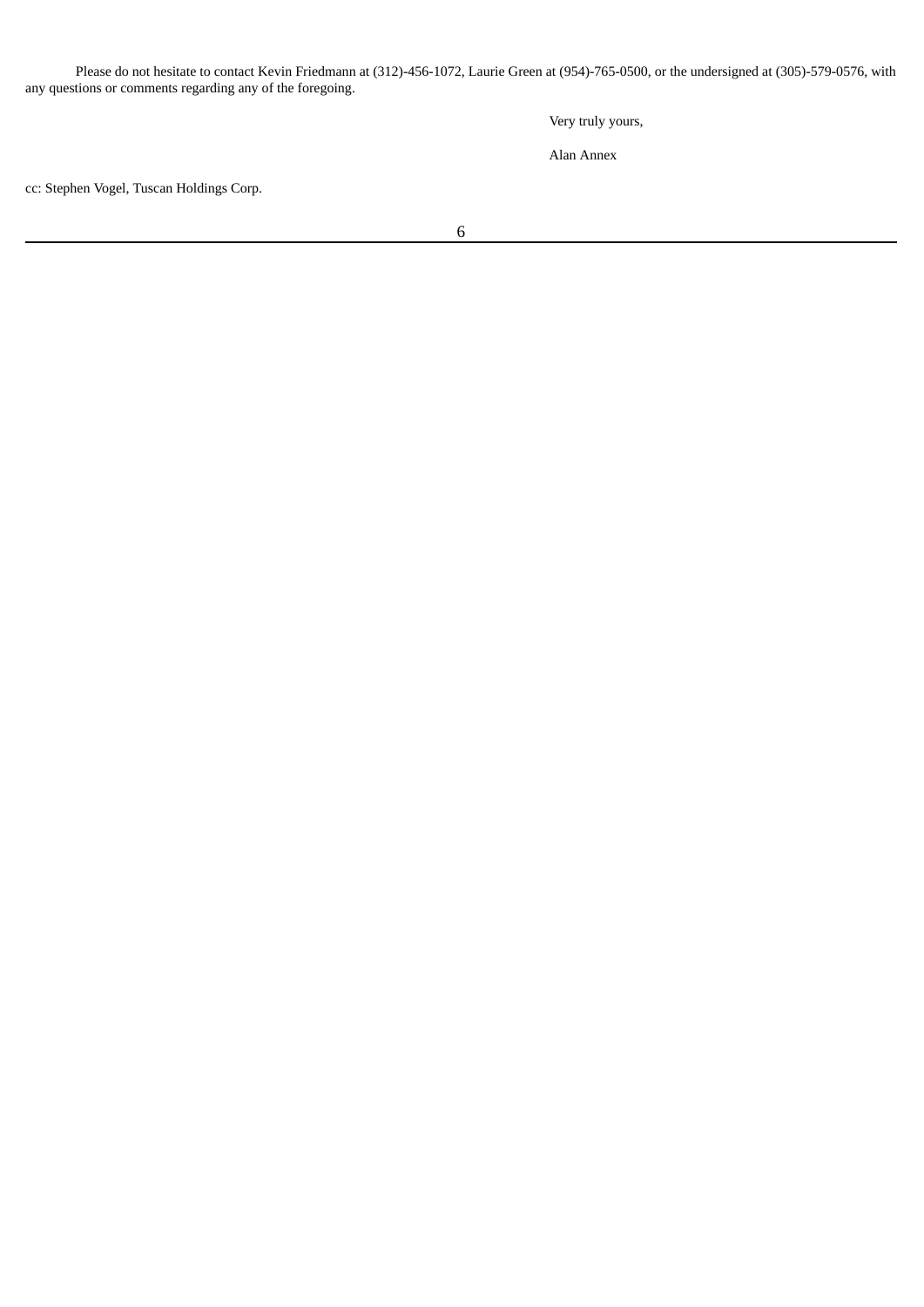Please do not hesitate to contact Kevin Friedmann at (312)-456-1072, Laurie Green at (954)-765-0500, or the undersigned at (305)-579-0576, with any questions or comments regarding any of the foregoing.

Very truly yours,

Alan Annex

cc: Stephen Vogel, Tuscan Holdings Corp.